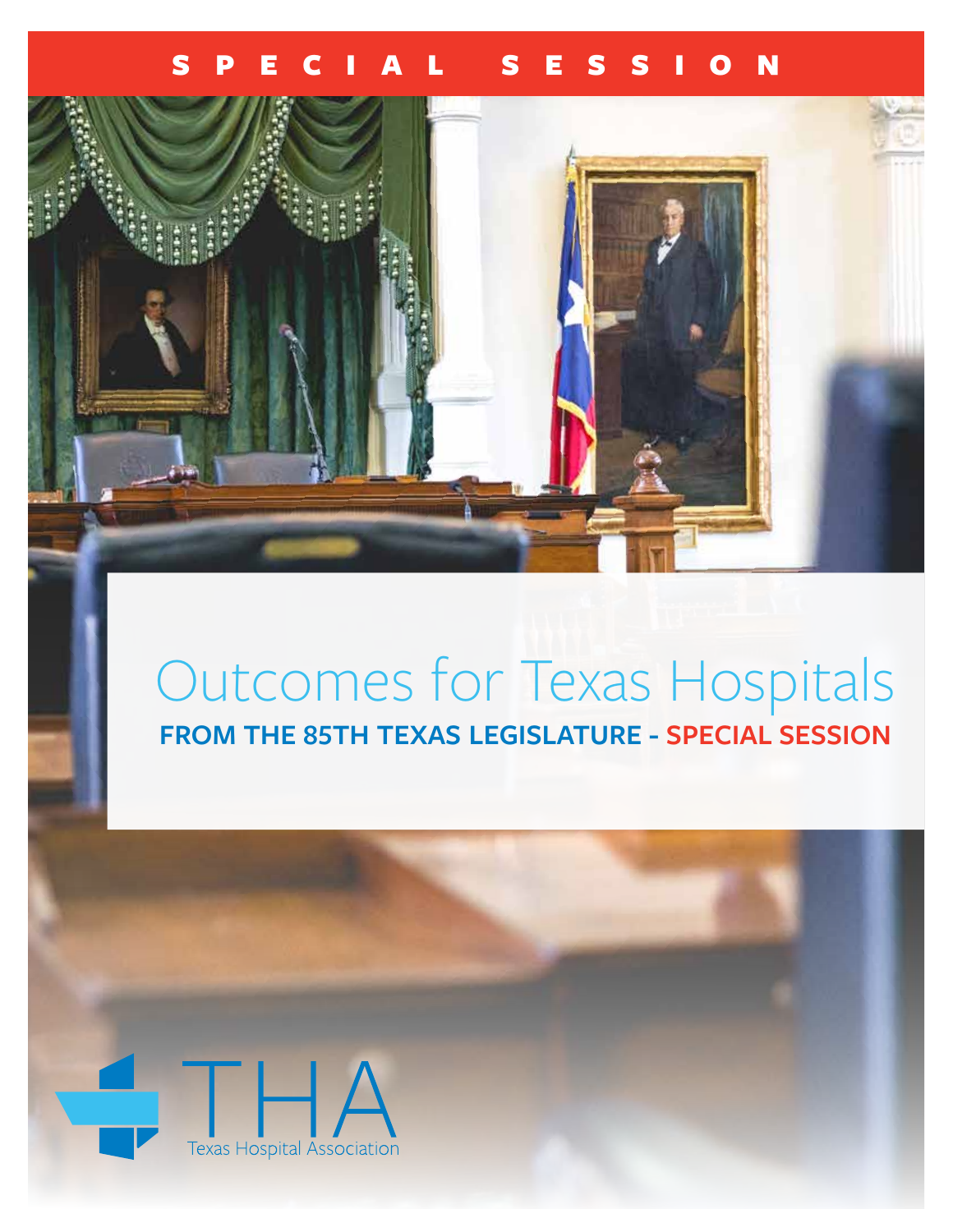SPECIAL SESSION

# Outcomes for Texas Hospitals

## FROM THE 85TH TEXAS LEGISLATURE - SPECIAL SESSION

THA

Texas Hospital Association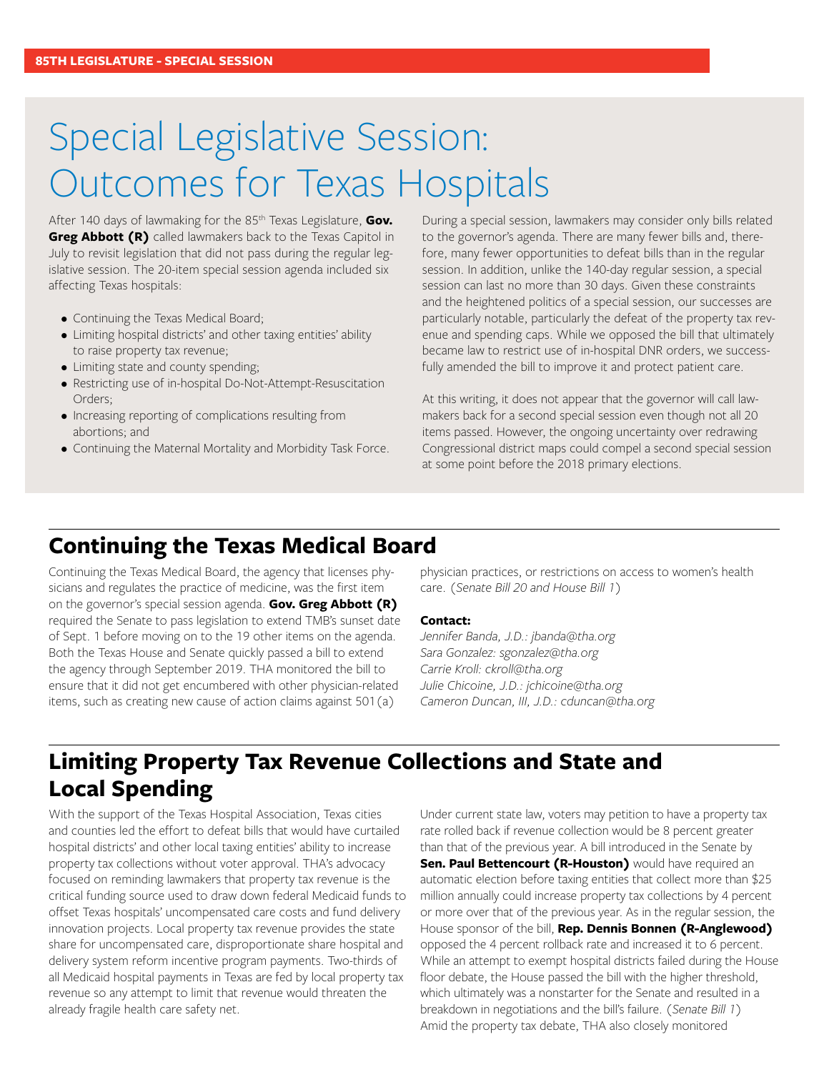85TH LEGISLATURE - SPECIAL SESSION

# Special Legislative Session: Outcomes for Texas Hospitals

After 140 days of lawmaking for the 85th Texas Legislature, **Gov. Greg Abbott (R)** called lawmakers back to the Texas Capitol in July to revisit legislation that did not pass during the regular legislative session. The 20-item special session agenda included six affecting Texas hospitals:

- Continuing the Texas Medical Board;
- Limiting hospital districts' and other taxing entities' ability to raise property tax revenue;
- Limiting state and county spending;
- Restricting use of in-hospital Do-Not-Attempt-Resuscitation Orders;
- Increasing reporting of complications resulting from abortions; and
- Continuing the Maternal Mortality and Morbidity Task Force.

During a special session, lawmakers may consider only bills related to the governor's agenda. There are many fewer bills and, therefore, many fewer opportunities to defeat bills than in the regular session. In addition, unlike the 140-day regular session, a special session can last no more than 30 days. Given these constraints and the heightened politics of a special session, our successes are particularly notable, particularly the defeat of the property tax revenue and spending caps. While we opposed the bill that ultimately became law to restrict use of in-hospital DNR orders, we successfully amended the bill to improve it and protect patient care.

At this writing, it does not appear that the governor will call lawmakers back for a second special session even though not all 20 items passed. However, the ongoing uncertainty over redrawing Congressional district maps could compel a second special session at some point before the 2018 primary elections.

## Continuing the Texas Medical Board

Continuing the Texas Medical Board, the agency that licenses physicians and regulates the practice of medicine, was the first item on the governor's special session agenda. **Gov. Greg Abbott (R)** required the Senate to pass legislation to extend TMB's sunset date of Sept. 1 before moving on to the 19 other items on the agenda. Both the Texas House and Senate quickly passed a bill to extend the agency through September 2019. THA monitored the bill to ensure that it did not get encumbered with other physician-related items, such as creating new cause of action claims against 501(a) physician practices, or restrictions on access to women's health care. (*Senate Bill 20 and House Bill 1*)

**Contact:**
*Jennifer Banda, J.D.: jbanda@tha.org*
*Sara Gonzalez: sgonzalez@tha.org*
*Carrie Kroll: ckroll@tha.org*
*Julie Chicoine, J.D.: jchicoine@tha.org*
*Cameron Duncan, III, J.D.: cduncan@tha.org*

## Limiting Property Tax Revenue Collections and State and Local Spending

With the support of the Texas Hospital Association, Texas cities and counties led the effort to defeat bills that would have curtailed hospital districts' and other local taxing entities' ability to increase property tax collections without voter approval. THA's advocacy focused on reminding lawmakers that property tax revenue is the critical funding source used to draw down federal Medicaid funds to offset Texas hospitals' uncompensated care costs and fund delivery innovation projects. Local property tax revenue provides the state share for uncompensated care, disproportionate share hospital and delivery system reform incentive program payments. Two-thirds of all Medicaid hospital payments in Texas are fed by local property tax revenue so any attempt to limit that revenue would threaten the already fragile health care safety net.

Under current state law, voters may petition to have a property tax rate rolled back if revenue collection would be 8 percent greater than that of the previous year. A bill introduced in the Senate by **Sen. Paul Bettencourt (R-Houston)** would have required an automatic election before taxing entities that collect more than $25 million annually could increase property tax collections by 4 percent or more over that of the previous year. As in the regular session, the House sponsor of the bill, **Rep. Dennis Bonnen (R-Anglewood)** opposed the 4 percent rollback rate and increased it to 6 percent. While an attempt to exempt hospital districts failed during the House floor debate, the House passed the bill with the higher threshold, which ultimately was a nonstarter for the Senate and resulted in a breakdown in negotiations and the bill's failure. (*Senate Bill 1*) Amid the property tax debate, THA also closely monitored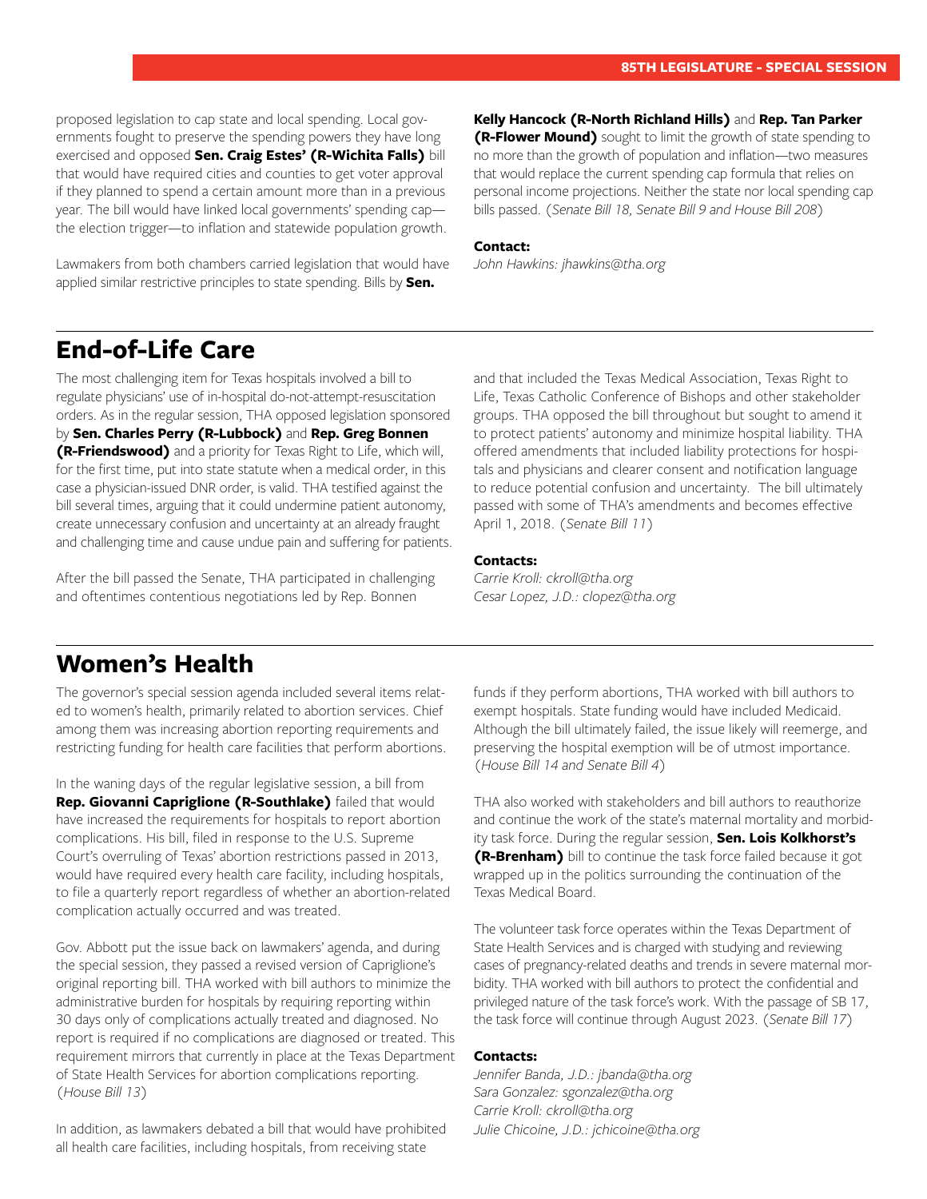proposed legislation to cap state and local spending. Local governments fought to preserve the spending powers they have long exercised and opposed **Sen. Craig Estes' (R-Wichita Falls)** bill that would have required cities and counties to get voter approval if they planned to spend a certain amount more than in a previous year. The bill would have linked local governments' spending cap—the election trigger—to inflation and statewide population growth.

Lawmakers from both chambers carried legislation that would have applied similar restrictive principles to state spending. Bills by **Sen. Kelly Hancock (R-North Richland Hills)** and **Rep. Tan Parker (R-Flower Mound)** sought to limit the growth of state spending to no more than the growth of population and inflation—two measures that would replace the current spending cap formula that relies on personal income projections. Neither the state nor local spending cap bills passed. (*Senate Bill 18, Senate Bill 9 and House Bill 208*)

**Contact:**
*John Hawkins: jhawkins@tha.org*

## End-of-Life Care

The most challenging item for Texas hospitals involved a bill to regulate physicians' use of in-hospital do-not-attempt-resuscitation orders. As in the regular session, THA opposed legislation sponsored by **Sen. Charles Perry (R-Lubbock)** and **Rep. Greg Bonnen (R-Friendswood)** and a priority for Texas Right to Life, which will, for the first time, put into state statute when a medical order, in this case a physician-issued DNR order, is valid. THA testified against the bill several times, arguing that it could undermine patient autonomy, create unnecessary confusion and uncertainty at an already fraught and challenging time and cause undue pain and suffering for patients.

After the bill passed the Senate, THA participated in challenging and oftentimes contentious negotiations led by Rep. Bonnen and that included the Texas Medical Association, Texas Right to Life, Texas Catholic Conference of Bishops and other stakeholder groups. THA opposed the bill throughout but sought to amend it to protect patients' autonomy and minimize hospital liability. THA offered amendments that included liability protections for hospitals and physicians and clearer consent and notification language to reduce potential confusion and uncertainty. The bill ultimately passed with some of THA's amendments and becomes effective April 1, 2018. (*Senate Bill 11*)

**Contacts:**
*Carrie Kroll: ckroll@tha.org*
*Cesar Lopez, J.D.: clopez@tha.org*

## Women's Health

The governor's special session agenda included several items related to women's health, primarily related to abortion services. Chief among them was increasing abortion reporting requirements and restricting funding for health care facilities that perform abortions.

In the waning days of the regular legislative session, a bill from **Rep. Giovanni Capriglione (R-Southlake)** failed that would have increased the requirements for hospitals to report abortion complications. His bill, filed in response to the U.S. Supreme Court's overruling of Texas' abortion restrictions passed in 2013, would have required every health care facility, including hospitals, to file a quarterly report regardless of whether an abortion-related complication actually occurred and was treated.

Gov. Abbott put the issue back on lawmakers' agenda, and during the special session, they passed a revised version of Capriglione's original reporting bill. THA worked with bill authors to minimize the administrative burden for hospitals by requiring reporting within 30 days only of complications actually treated and diagnosed. No report is required if no complications are diagnosed or treated. This requirement mirrors that currently in place at the Texas Department of State Health Services for abortion complications reporting. (*House Bill 13*)

In addition, as lawmakers debated a bill that would have prohibited all health care facilities, including hospitals, from receiving state funds if they perform abortions, THA worked with bill authors to exempt hospitals. State funding would have included Medicaid. Although the bill ultimately failed, the issue likely will reemerge, and preserving the hospital exemption will be of utmost importance. (*House Bill 14 and Senate Bill 4*)

THA also worked with stakeholders and bill authors to reauthorize and continue the work of the state's maternal mortality and morbidity task force. During the regular session, **Sen. Lois Kolkhorst's (R-Brenham)** bill to continue the task force failed because it got wrapped up in the politics surrounding the continuation of the Texas Medical Board.

The volunteer task force operates within the Texas Department of State Health Services and is charged with studying and reviewing cases of pregnancy-related deaths and trends in severe maternal morbidity. THA worked with bill authors to protect the confidential and privileged nature of the task force's work. With the passage of SB 17, the task force will continue through August 2023. (*Senate Bill 17*)

**Contacts:**
*Jennifer Banda, J.D.: jbanda@tha.org*
*Sara Gonzalez: sgonzalez@tha.org*
*Carrie Kroll: ckroll@tha.org*
*Julie Chicoine, J.D.: jchicoine@tha.org*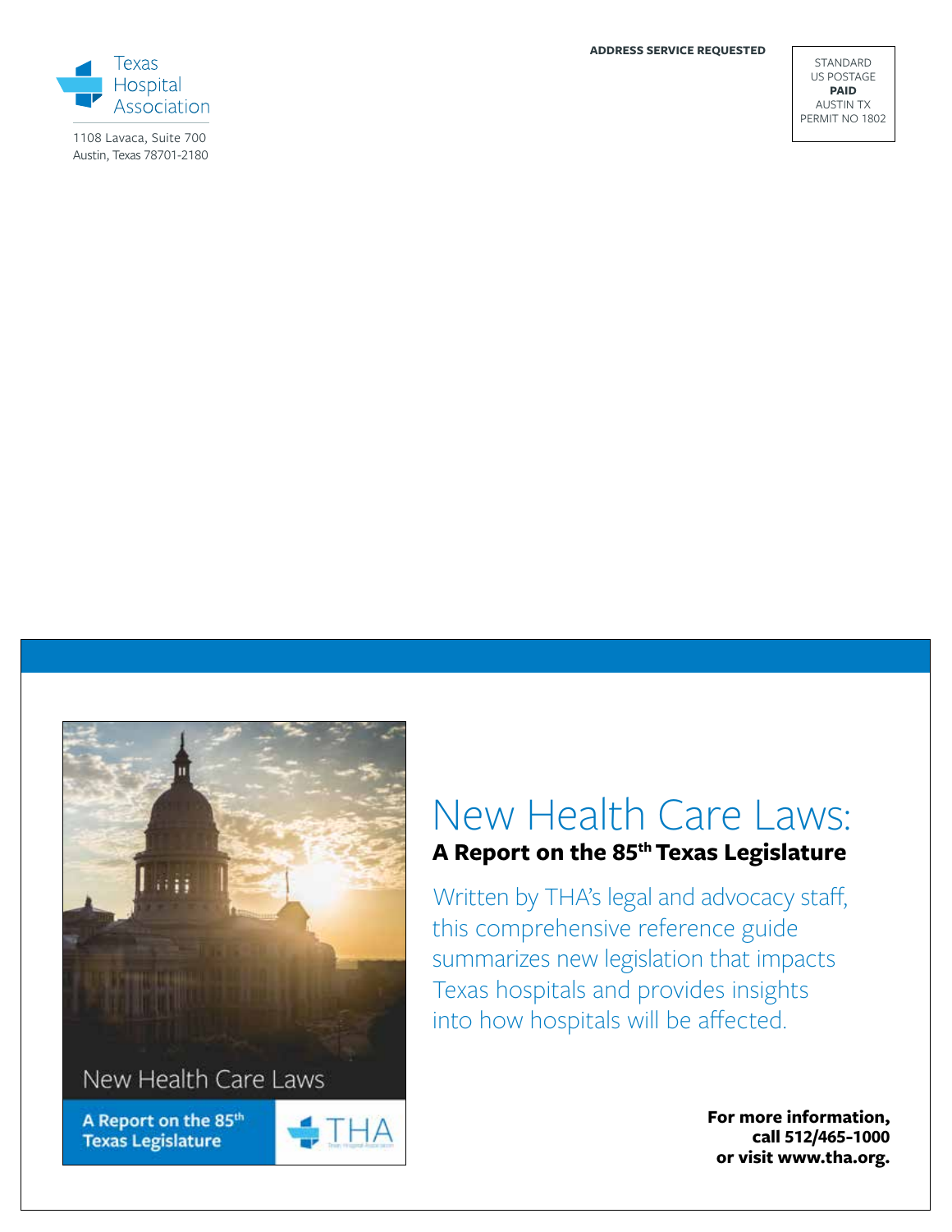Texas Hospital Association

1108 Lavaca, Suite 700
Austin, Texas 78701-2180

**ADDRESS SERVICE REQUESTED**

STANDARD
US POSTAGE
**PAID**
AUSTIN TX
PERMIT NO 1802

# New Health Care Laws:

## A Report on the 85th Texas Legislature

Written by THA's legal and advocacy staff, this comprehensive reference guide summarizes new legislation that impacts Texas hospitals and provides insights into how hospitals will be affected.

**For more information, call 512/465-1000 or visit www.tha.org.**